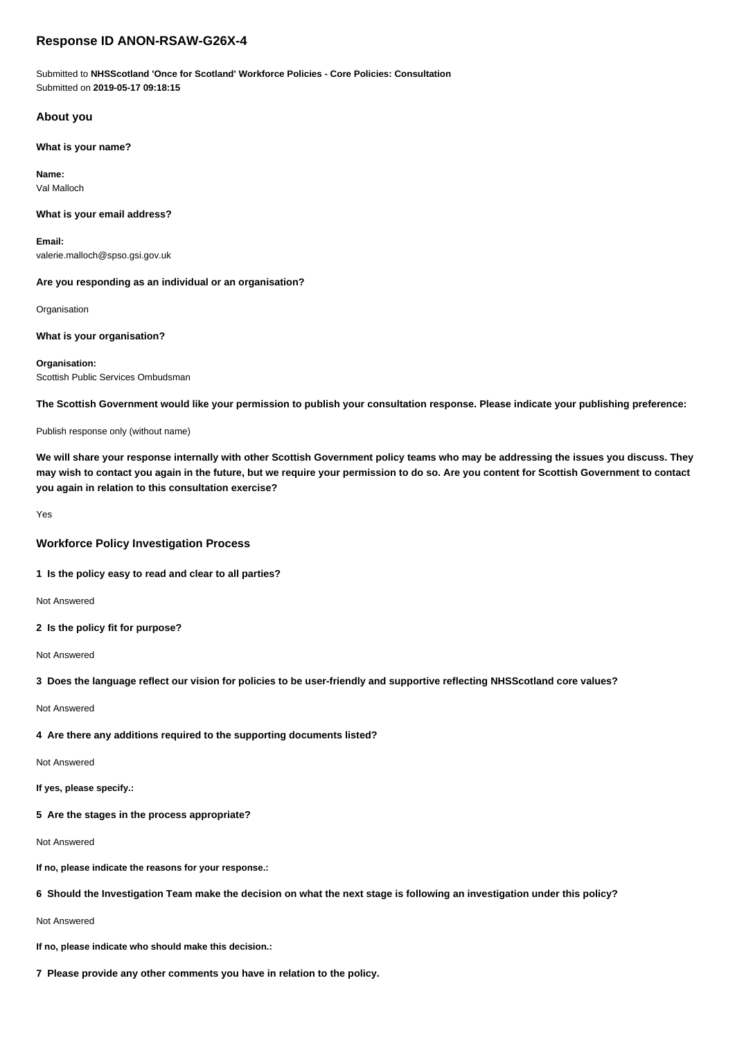# Response ID ANON-RSAW-G26X-4

Submitted to **NHSScotland 'Once for Scotland' Workforce Policies - Core Policies: Consultation**
Submitted on **2019-05-17 09:18:15**

## About you

**What is your name?**

**Name:**
Val Malloch

**What is your email address?**

**Email:**
valerie.malloch@spso.gsi.gov.uk

**Are you responding as an individual or an organisation?**

Organisation

**What is your organisation?**

**Organisation:**
Scottish Public Services Ombudsman

**The Scottish Government would like your permission to publish your consultation response. Please indicate your publishing preference:**

Publish response only (without name)

**We will share your response internally with other Scottish Government policy teams who may be addressing the issues you discuss. They may wish to contact you again in the future, but we require your permission to do so. Are you content for Scottish Government to contact you again in relation to this consultation exercise?**

Yes

## Workforce Policy Investigation Process

**1 Is the policy easy to read and clear to all parties?**

Not Answered

**2 Is the policy fit for purpose?**

Not Answered

**3 Does the language reflect our vision for policies to be user-friendly and supportive reflecting NHSScotland core values?**

Not Answered

**4 Are there any additions required to the supporting documents listed?**

Not Answered

**If yes, please specify.:**

**5 Are the stages in the process appropriate?**

Not Answered

**If no, please indicate the reasons for your response.:**

**6 Should the Investigation Team make the decision on what the next stage is following an investigation under this policy?**

Not Answered

**If no, please indicate who should make this decision.:**

**7 Please provide any other comments you have in relation to the policy.**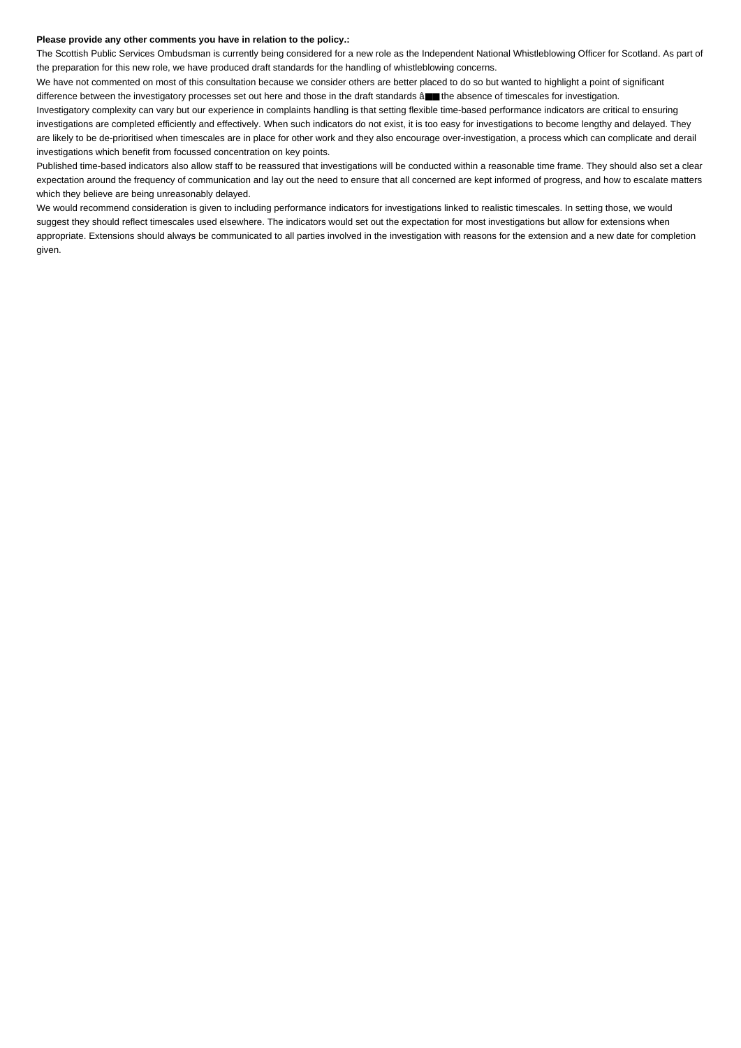**Please provide any other comments you have in relation to the policy.:**

The Scottish Public Services Ombudsman is currently being considered for a new role as the Independent National Whistleblowing Officer for Scotland. As part of the preparation for this new role, we have produced draft standards for the handling of whistleblowing concerns.

We have not commented on most of this consultation because we consider others are better placed to do so but wanted to highlight a point of significant difference between the investigatory processes set out here and those in the draft standards â■■ the absence of timescales for investigation.

Investigatory complexity can vary but our experience in complaints handling is that setting flexible time-based performance indicators are critical to ensuring investigations are completed efficiently and effectively. When such indicators do not exist, it is too easy for investigations to become lengthy and delayed. They are likely to be de-prioritised when timescales are in place for other work and they also encourage over-investigation, a process which can complicate and derail investigations which benefit from focussed concentration on key points.

Published time-based indicators also allow staff to be reassured that investigations will be conducted within a reasonable time frame. They should also set a clear expectation around the frequency of communication and lay out the need to ensure that all concerned are kept informed of progress, and how to escalate matters which they believe are being unreasonably delayed.

We would recommend consideration is given to including performance indicators for investigations linked to realistic timescales. In setting those, we would suggest they should reflect timescales used elsewhere. The indicators would set out the expectation for most investigations but allow for extensions when appropriate. Extensions should always be communicated to all parties involved in the investigation with reasons for the extension and a new date for completion given.